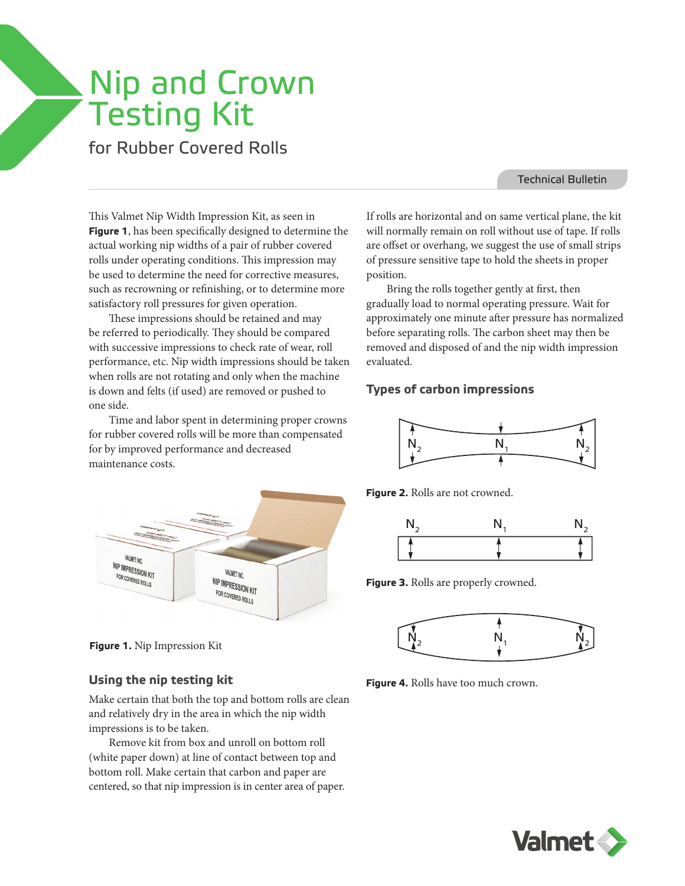# Nip and Crown Testing Kit

## for Rubber Covered Rolls

Technical Bulletin

This Valmet Nip Width Impression Kit, as seen in **Figure 1**, has been specifically designed to determine the actual working nip widths of a pair of rubber covered rolls under operating conditions. This impression may be used to determine the need for corrective measures, such as recrowning or refinishing, or to determine more satisfactory roll pressures for given operation.

These impressions should be retained and may be referred to periodically. They should be compared with successive impressions to check rate of wear, roll performance, etc. Nip width impressions should be taken when rolls are not rotating and only when the machine is down and felts (if used) are removed or pushed to one side.

Time and labor spent in determining proper crowns for rubber covered rolls will be more than compensated for by improved performance and decreased maintenance costs.

**Figure 1.** Nip Impression Kit

### Using the nip testing kit

Make certain that both the top and bottom rolls are clean and relatively dry in the area in which the nip width impressions is to be taken.

Remove kit from box and unroll on bottom roll (white paper down) at line of contact between top and bottom roll. Make certain that carbon and paper are centered, so that nip impression is in center area of paper.

If rolls are horizontal and on same vertical plane, the kit will normally remain on roll without use of tape. If rolls are offset or overhang, we suggest the use of small strips of pressure sensitive tape to hold the sheets in proper position.

Bring the rolls together gently at first, then gradually load to normal operating pressure. Wait for approximately one minute after pressure has normalized before separating rolls. The carbon sheet may then be removed and disposed of and the nip width impression evaluated.

### Types of carbon impressions

$N_2$ $N_1$ $N_2$

**Figure 2.** Rolls are not crowned.

$N_2$ $N_1$ $N_2$

**Figure 3.** Rolls are properly crowned.

$N_2$ $N_1$ $N_2$

**Figure 4.** Rolls have too much crown.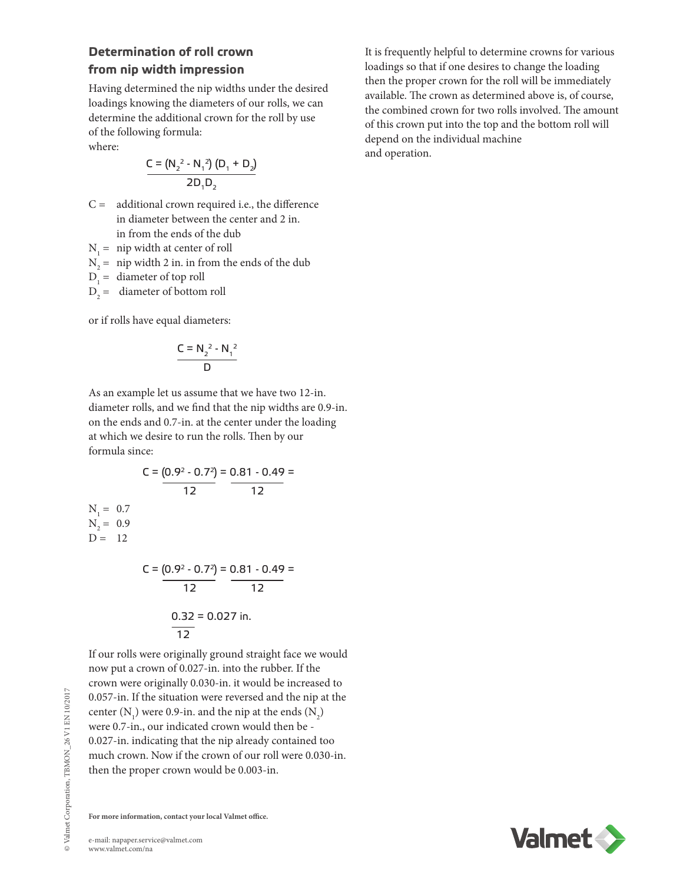## Determination of roll crown from nip width impression

Having determined the nip widths under the desired loadings knowing the diameters of our rolls, we can determine the additional crown for the roll by use of the following formula:

where:

$$C = \frac{(N_2^2 - N_1^2)(D_1 + D_2)}{2D_1D_2}$$

- $C$ = additional crown required i.e., the difference in diameter between the center and 2 in. in from the ends of the dub
- $N_1$ = nip width at center of roll
- $N_2$ = nip width 2 in. in from the ends of the dub
- $D_1$ = diameter of top roll
- $D_2$ = diameter of bottom roll

or if rolls have equal diameters:

$$C = \frac{N_2^2 - N_1^2}{D}$$

As an example let us assume that we have two 12-in. diameter rolls, and we find that the nip widths are 0.9-in. on the ends and 0.7-in. at the center under the loading at which we desire to run the rolls. Then by our formula since:

$$C = \frac{(0.9^2 - 0.7^2)}{12} = \frac{0.81 - 0.49}{12} =$$

$N_1$ = 0.7
$N_2$ = 0.9
$D$ = 12

$$C = \frac{(0.9^2 - 0.7^2)}{12} = \frac{0.81 - 0.49}{12} =$$

$$\frac{0.32}{12} = 0.027 \text{ in.}$$

If our rolls were originally ground straight face we would now put a crown of 0.027-in. into the rubber. If the crown were originally 0.030-in. it would be increased to 0.057-in. If the situation were reversed and the nip at the center ($N_1$) were 0.9-in. and the nip at the ends ($N_2$) were 0.7-in., our indicated crown would then be -0.027-in. indicating that the nip already contained too much crown. Now if the crown of our roll were 0.030-in. then the proper crown would be 0.003-in.

It is frequently helpful to determine crowns for various loadings so that if one desires to change the loading then the proper crown for the roll will be immediately available. The crown as determined above is, of course, the combined crown for two rolls involved. The amount of this crown put into the top and the bottom roll will depend on the individual machine and operation.

**For more information, contact your local Valmet office.**

e-mail: napaper.service@valmet.com
www.valmet.com/na

© Valmet Corporation, TBMON_26 V1 EN 10/2017